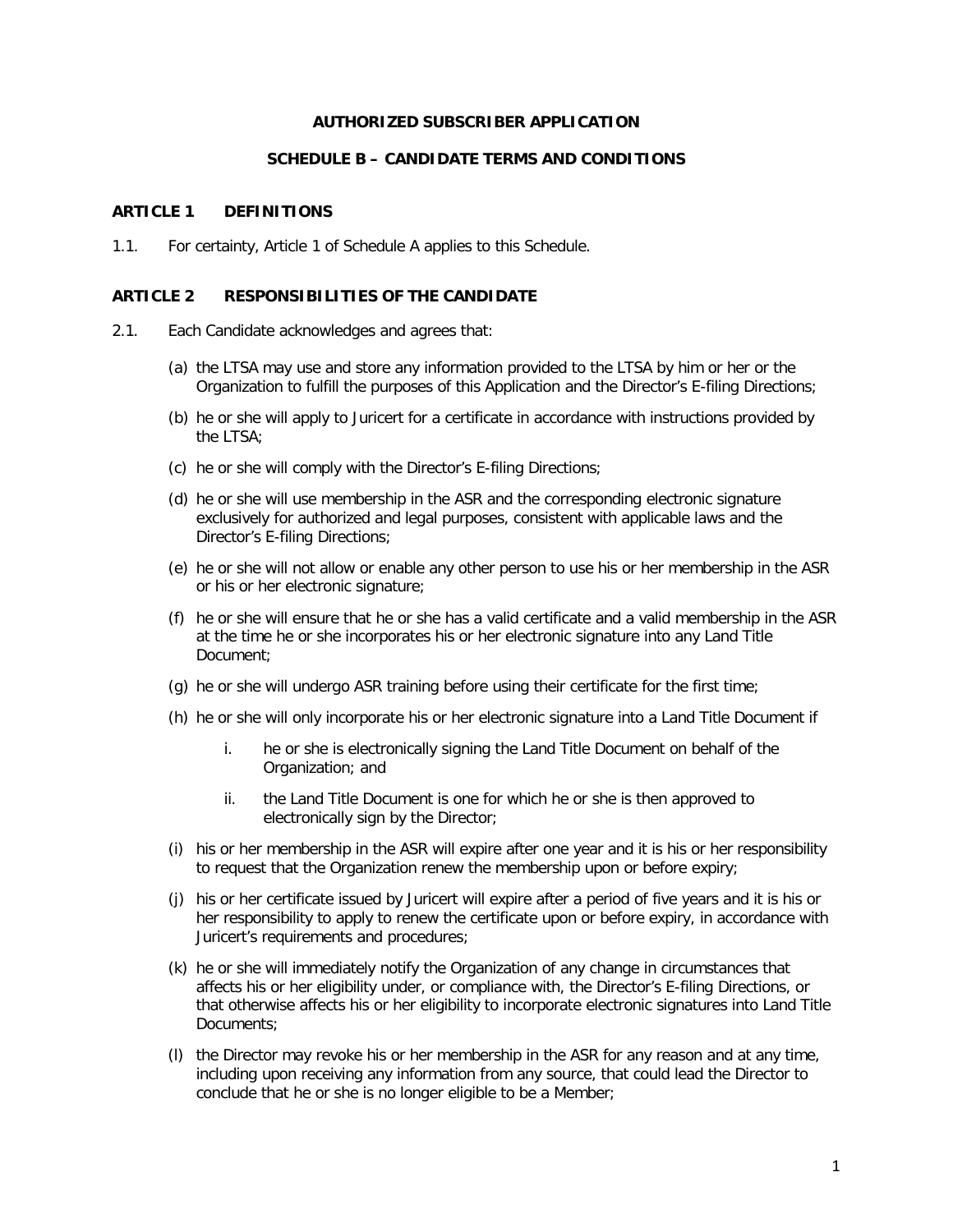**AUTHORIZED SUBSCRIBER APPLICATION**

**SCHEDULE B – CANDIDATE TERMS AND CONDITIONS**

## ARTICLE 1 DEFINITIONS

1.1. For certainty, Article 1 of Schedule A applies to this Schedule.

## ARTICLE 2 RESPONSIBILITIES OF THE CANDIDATE

2.1. Each Candidate acknowledges and agrees that:

(a) the LTSA may use and store any information provided to the LTSA by him or her or the Organization to fulfill the purposes of this Application and the Director's E-filing Directions;

(b) he or she will apply to Juricert for a certificate in accordance with instructions provided by the LTSA;

(c) he or she will comply with the Director's E-filing Directions;

(d) he or she will use membership in the ASR and the corresponding electronic signature exclusively for authorized and legal purposes, consistent with applicable laws and the Director's E-filing Directions;

(e) he or she will not allow or enable any other person to use his or her membership in the ASR or his or her electronic signature;

(f) he or she will ensure that he or she has a valid certificate and a valid membership in the ASR at the time he or she incorporates his or her electronic signature into any Land Title Document;

(g) he or she will undergo ASR training before using their certificate for the first time;

(h) he or she will only incorporate his or her electronic signature into a Land Title Document if

i. he or she is electronically signing the Land Title Document on behalf of the Organization; and

ii. the Land Title Document is one for which he or she is then approved to electronically sign by the Director;

(i) his or her membership in the ASR will expire after one year and it is his or her responsibility to request that the Organization renew the membership upon or before expiry;

(j) his or her certificate issued by Juricert will expire after a period of five years and it is his or her responsibility to apply to renew the certificate upon or before expiry, in accordance with Juricert's requirements and procedures;

(k) he or she will immediately notify the Organization of any change in circumstances that affects his or her eligibility under, or compliance with, the Director's E-filing Directions, or that otherwise affects his or her eligibility to incorporate electronic signatures into Land Title Documents;

(l) the Director may revoke his or her membership in the ASR for any reason and at any time, including upon receiving any information from any source, that could lead the Director to conclude that he or she is no longer eligible to be a Member;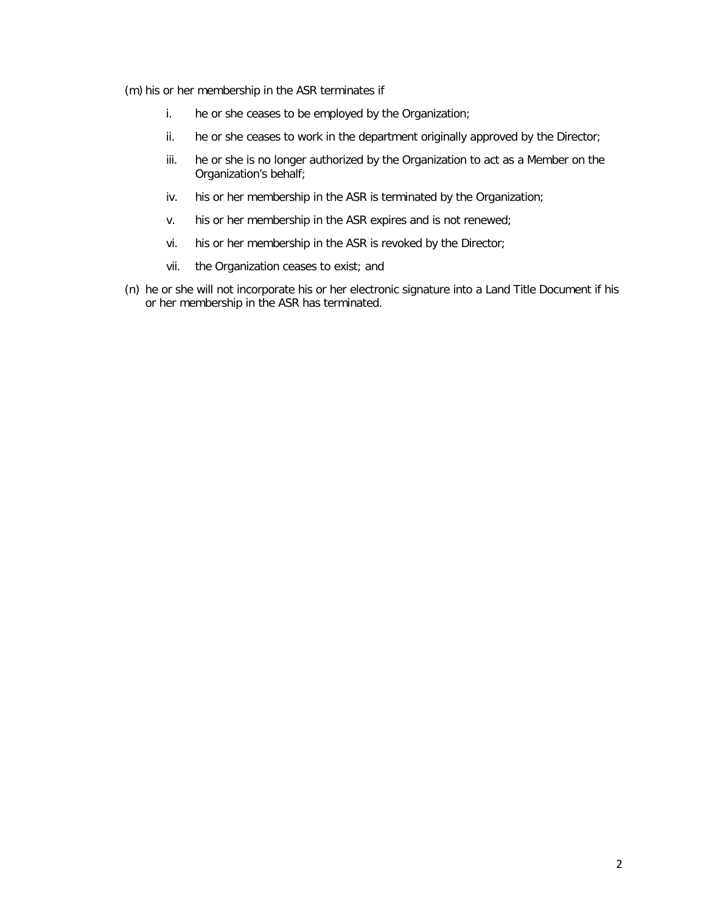(m) his or her membership in the ASR terminates if

   i. he or she ceases to be employed by the Organization;

   ii. he or she ceases to work in the department originally approved by the Director;

   iii. he or she is no longer authorized by the Organization to act as a Member on the Organization's behalf;

   iv. his or her membership in the ASR is terminated by the Organization;

   v. his or her membership in the ASR expires and is not renewed;

   vi. his or her membership in the ASR is revoked by the Director;

   vii. the Organization ceases to exist; and

(n) he or she will not incorporate his or her electronic signature into a Land Title Document if his or her membership in the ASR has terminated.